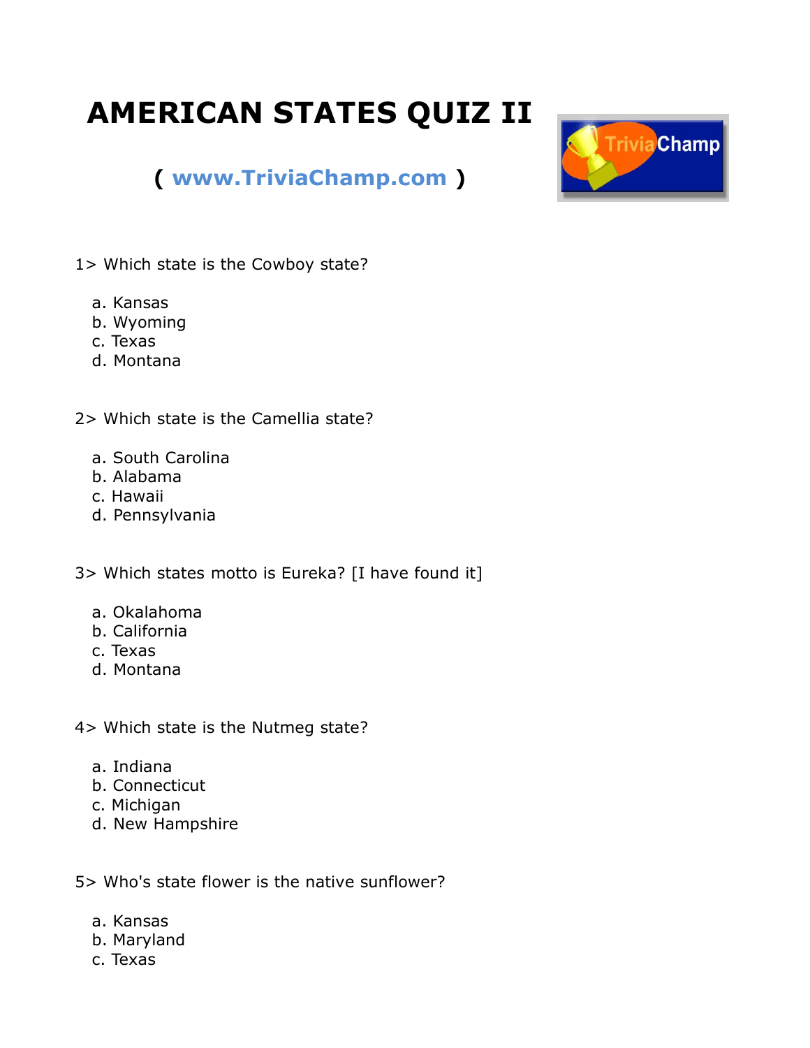# AMERICAN STATES QUIZ II

( **www.TriviaChamp.com** )

1> Which state is the Cowboy state?

a. Kansas
b. Wyoming
c. Texas
d. Montana

2> Which state is the Camellia state?

a. South Carolina
b. Alabama
c. Hawaii
d. Pennsylvania

3> Which states motto is Eureka? [I have found it]

a. Okalahoma
b. California
c. Texas
d. Montana

4> Which state is the Nutmeg state?

a. Indiana
b. Connecticut
c. Michigan
d. New Hampshire

5> Who's state flower is the native sunflower?

a. Kansas
b. Maryland
c. Texas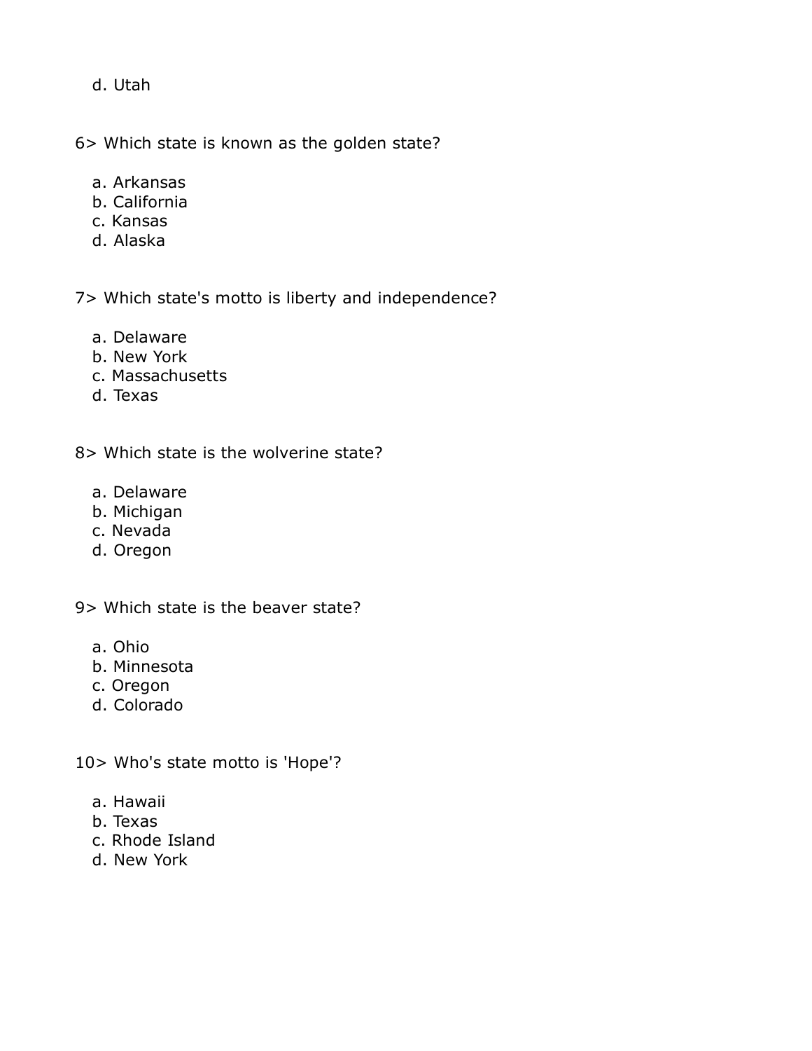d. Utah

6> Which state is known as the golden state?

a. Arkansas
b. California
c. Kansas
d. Alaska

7> Which state's motto is liberty and independence?

a. Delaware
b. New York
c. Massachusetts
d. Texas

8> Which state is the wolverine state?

a. Delaware
b. Michigan
c. Nevada
d. Oregon

9> Which state is the beaver state?

a. Ohio
b. Minnesota
c. Oregon
d. Colorado

10> Who's state motto is 'Hope'?

a. Hawaii
b. Texas
c. Rhode Island
d. New York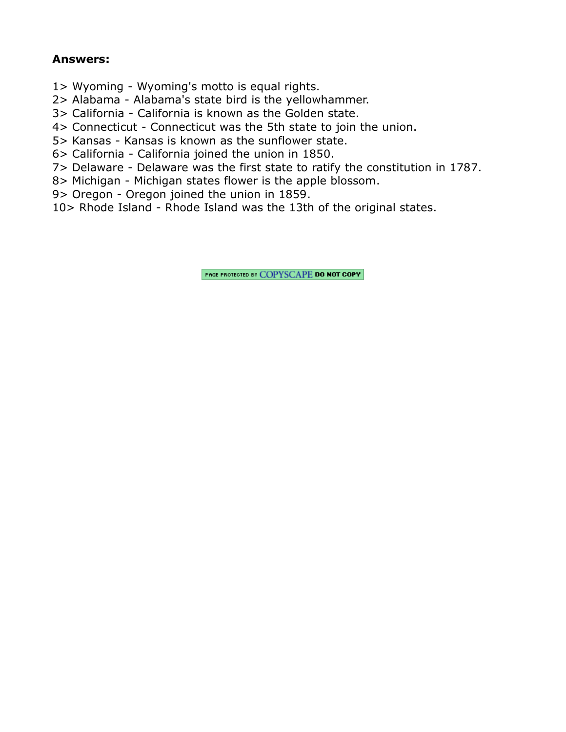**Answers:**

1> Wyoming - Wyoming's motto is equal rights.
2> Alabama - Alabama's state bird is the yellowhammer.
3> California - California is known as the Golden state.
4> Connecticut - Connecticut was the 5th state to join the union.
5> Kansas - Kansas is known as the sunflower state.
6> California - California joined the union in 1850.
7> Delaware - Delaware was the first state to ratify the constitution in 1787.
8> Michigan - Michigan states flower is the apple blossom.
9> Oregon - Oregon joined the union in 1859.
10> Rhode Island - Rhode Island was the 13th of the original states.

PAGE PROTECTED BY COPYSCAPE DO NOT COPY